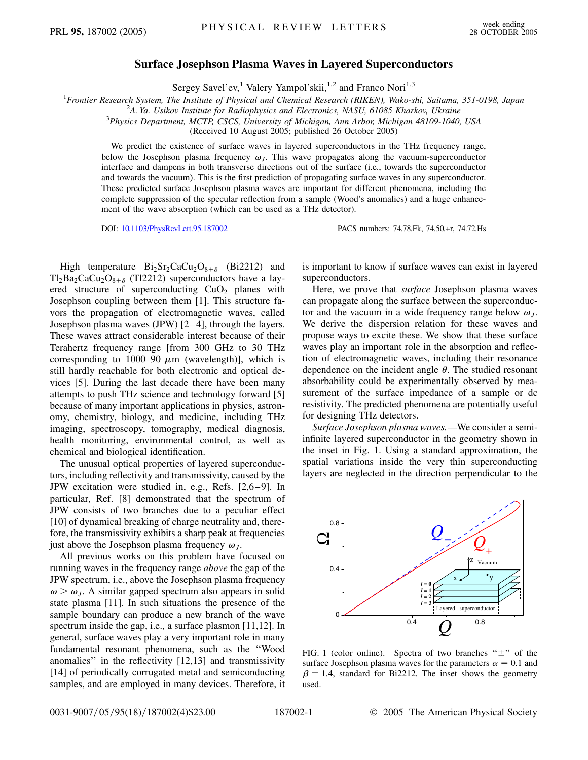# Surface Josephson Plasma Waves in Layered Superconductors

Sergey Savel'ev,[1] Valery Yampol'skii,[1,2] and Franco Nori[1,3]

[1]*Frontier Research System, The Institute of Physical and Chemical Research (RIKEN), Wako-shi, Saitama, 351-0198, Japan*
[2]*A. Ya. Usikov Institute for Radiophysics and Electronics, NASU, 61085 Kharkov, Ukraine*
[3]*Physics Department, MCTP, CSCS, University of Michigan, Ann Arbor, Michigan 48109-1040, USA*
(Received 10 August 2005; published 26 October 2005)

We predict the existence of surface waves in layered superconductors in the THz frequency range, below the Josephson plasma frequency $\omega_J$. This wave propagates along the vacuum-superconductor interface and dampens in both transverse directions out of the surface (i.e., towards the superconductor and towards the vacuum). This is the first prediction of propagating surface waves in any superconductor. These predicted surface Josephson plasma waves are important for different phenomena, including the complete suppression of the specular reflection from a sample (Wood's anomalies) and a huge enhancement of the wave absorption (which can be used as a THz detector).

DOI: 10.1103/PhysRevLett.95.187002 PACS numbers: 74.78.Fk, 74.50.+r, 74.72.Hs

High temperature $Bi_2Sr_2CaCu_2O_{8+\delta}$ (Bi2212) and $Tl_2Ba_2CaCu_2O_{8+\delta}$ (Tl2212) superconductors have a layered structure of superconducting $CuO_2$ planes with Josephson coupling between them [1]. This structure favors the propagation of electromagnetic waves, called Josephson plasma waves (JPW) [2–4], through the layers. These waves attract considerable interest because of their Terahertz frequency range [from 300 GHz to 30 THz corresponding to 1000–90 $\mu$m (wavelength)], which is still hardly reachable for both electronic and optical devices [5]. During the last decade there have been many attempts to push THz science and technology forward [5] because of many important applications in physics, astronomy, chemistry, biology, and medicine, including THz imaging, spectroscopy, tomography, medical diagnosis, health monitoring, environmental control, as well as chemical and biological identification.

The unusual optical properties of layered superconductors, including reflectivity and transmissivity, caused by the JPW excitation were studied in, e.g., Refs. [2,6–9]. In particular, Ref. [8] demonstrated that the spectrum of JPW consists of two branches due to a peculiar effect [10] of dynamical breaking of charge neutrality and, therefore, the transmissivity exhibits a sharp peak at frequencies just above the Josephson plasma frequency $\omega_J$.

All previous works on this problem have focused on running waves in the frequency range *above* the gap of the JPW spectrum, i.e., above the Josephson plasma frequency $\omega > \omega_J$. A similar gapped spectrum also appears in solid state plasma [11]. In such situations the presence of the sample boundary can produce a new branch of the wave spectrum inside the gap, i.e., a surface plasmon [11,12]. In general, surface waves play a very important role in many fundamental resonant phenomena, such as the "Wood anomalies" in the reflectivity [12,13] and transmissivity [14] of periodically corrugated metal and semiconducting samples, and are employed in many devices. Therefore, it is important to know if surface waves can exist in layered superconductors.

Here, we prove that *surface* Josephson plasma waves can propagate along the surface between the superconductor and the vacuum in a wide frequency range below $\omega_J$. We derive the dispersion relation for these waves and propose ways to excite these. We show that these surface waves play an important role in the absorption and reflection of electromagnetic waves, including their resonance dependence on the incident angle $\theta$. The studied resonant absorbability could be experimentally observed by measurement of the surface impedance of a sample or dc resistivity. The predicted phenomena are potentially useful for designing THz detectors.

*Surface Josephson plasma waves.*—We consider a semi-infinite layered superconductor in the geometry shown in the inset in Fig. 1. Using a standard approximation, the spatial variations inside the very thin superconducting layers are neglected in the direction perpendicular to the

FIG. 1 (color online). Spectra of two branches "$\pm$" of the surface Josephson plasma waves for the parameters $\alpha = 0.1$ and $\beta = 1.4$, standard for Bi2212. The inset shows the geometry used.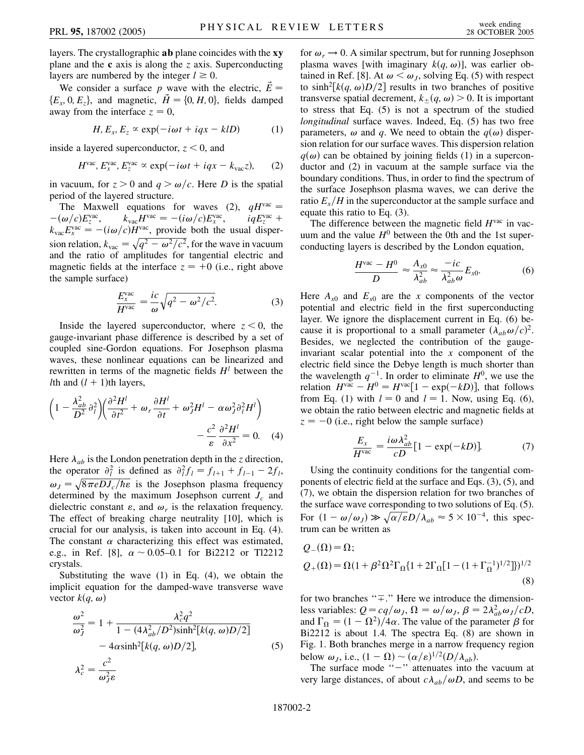layers. The crystallographic **ab** plane coincides with the **xy** plane and the **c** axis is along the $z$ axis. Superconducting layers are numbered by the integer $l \geq 0$.

We consider a surface $p$ wave with the electric, $\vec{E} = \{E_x, 0, E_z\}$, and magnetic, $\vec{H} = \{0, H, 0\}$, fields damped away from the interface $z = 0$,

$$H, E_x, E_z \propto \exp(-i\omega t + iqx - klD) \tag{1}$$

inside a layered superconductor, $z < 0$, and

$$H^{\rm vac}, E_x^{\rm vac}, E_z^{\rm vac} \propto \exp(-i\omega t + iqx - k_{\rm vac}z), \tag{2}$$

in vacuum, for $z > 0$ and $q > \omega/c$. Here $D$ is the spatial period of the layered structure.

The Maxwell equations for waves (2), $qH^{\rm vac} = -(\omega/c)E_z^{\rm vac}$, $k_{\rm vac}H^{\rm vac} = -(i\omega/c)E_x^{\rm vac}$, $iqE_z^{\rm vac} + k_{\rm vac}E_x^{\rm vac} = -(i\omega/c)H^{\rm vac}$, provide both the usual dispersion relation, $k_{\rm vac} = \sqrt{q^2 - \omega^2/c^2}$, for the wave in vacuum and the ratio of amplitudes for tangential electric and magnetic fields at the interface $z = +0$ (i.e., right above the sample surface)

$$\frac{E_x^{\rm vac}}{H^{\rm vac}} = \frac{ic}{\omega}\sqrt{q^2 - \omega^2/c^2}. \tag{3}$$

Inside the layered superconductor, where $z < 0$, the gauge-invariant phase difference is described by a set of coupled sine-Gordon equations. For Josephson plasma waves, these nonlinear equations can be linearized and rewritten in terms of the magnetic fields $H^l$ between the $l$th and $(l+1)$th layers,

$$\left(1 - \frac{\lambda_{ab}^2}{D^2}\partial_l^2\right)\left(\frac{\partial^2 H^l}{\partial t^2} + \omega_r\frac{\partial H^l}{\partial t} + \omega_J^2 H^l - \alpha\omega_J^2\partial_l^2 H^l\right) - \frac{c^2}{\varepsilon}\frac{\partial^2 H^l}{\partial x^2} = 0. \tag{4}$$

Here $\lambda_{ab}$ is the London penetration depth in the $z$ direction, the operator $\partial_l^2$ is defined as $\partial_l^2 f_l = f_{l+1} + f_{l-1} - 2f_l$, $\omega_J = \sqrt{8\pi eDJ_c/\hbar\varepsilon}$ is the Josephson plasma frequency determined by the maximum Josephson current $J_c$ and dielectric constant $\varepsilon$, and $\omega_r$ is the relaxation frequency. The effect of breaking charge neutrality [10], which is crucial for our analysis, is taken into account in Eq. (4). The constant $\alpha$ characterizing this effect was estimated, e.g., in Ref. [8], $\alpha \sim 0.05$–$0.1$ for Bi2212 or Tl2212 crystals.

Substituting the wave (1) in Eq. (4), we obtain the implicit equation for the damped-wave transverse wave vector $k(q, \omega)$

$$\frac{\omega^2}{\omega_J^2} = 1 + \frac{\lambda_c^2 q^2}{1 - (4\lambda_{ab}^2/D^2)\sinh^2[k(q,\omega)D/2]} - 4\alpha\sinh^2[k(q,\omega)D/2], \tag{5}$$

$$\lambda_c^2 = \frac{c^2}{\omega_J^2\varepsilon}$$

for $\omega_r \to 0$. A similar spectrum, but for running Josephson plasma waves [with imaginary $k(q, \omega)$], was earlier obtained in Ref. [8]. At $\omega < \omega_J$, solving Eq. (5) with respect to $\sinh^2[k(q,\omega)D/2]$ results in two branches of positive transverse spatial decrement, $k_\pm(q, \omega) > 0$. It is important to stress that Eq. (5) is not a spectrum of the studied *longitudinal* surface waves. Indeed, Eq. (5) has two free parameters, $\omega$ and $q$. We need to obtain the $q(\omega)$ dispersion relation for our surface waves. This dispersion relation $q(\omega)$ can be obtained by joining fields (1) in a superconductor and (2) in vacuum at the sample surface via the boundary conditions. Thus, in order to find the spectrum of the surface Josephson plasma waves, we can derive the ratio $E_x/H$ in the superconductor at the sample surface and equate this ratio to Eq. (3).

The difference between the magnetic field $H^{\rm vac}$ in vacuum and the value $H^0$ between the 0th and the 1st superconducting layers is described by the London equation,

$$\frac{H^{\rm vac} - H^0}{D} \approx \frac{A_{x0}}{\lambda_{ab}^2} \approx \frac{-ic}{\lambda_{ab}^2\omega}E_{x0}. \tag{6}$$

Here $A_{x0}$ and $E_{x0}$ are the $x$ components of the vector potential and electric field in the first superconducting layer. We ignore the displacement current in Eq. (6) because it is proportional to a small parameter $(\lambda_{ab}\omega/c)^2$. Besides, we neglected the contribution of the gauge-invariant scalar potential into the $x$ component of the electric field since the Debye length is much shorter than the wavelength $q^{-1}$. In order to eliminate $H^0$, we use the relation $H^{\rm vac} - H^0 = H^{\rm vac}[1 - \exp(-kD)]$, that follows from Eq. (1) with $l = 0$ and $l = 1$. Now, using Eq. (6), we obtain the ratio between electric and magnetic fields at $z = -0$ (i.e., right below the sample surface)

$$\frac{E_x}{H^{\rm vac}} = \frac{i\omega\lambda_{ab}^2}{cD}[1 - \exp(-kD)]. \tag{7}$$

Using the continuity conditions for the tangential components of electric field at the surface and Eqs. (3), (5), and (7), we obtain the dispersion relation for two branches of the surface wave corresponding to two solutions of Eq. (5). For $(1 - \omega/\omega_J) \gg \sqrt{\alpha/\varepsilon}D/\lambda_{ab} \approx 5 \times 10^{-4}$, this spectrum can be written as

$$Q_-(\Omega) = \Omega;$$
$$Q_+(\Omega) = \Omega(1 + \beta^2\Omega^2\Gamma_\Omega\{1 + 2\Gamma_\Omega[1 - (1 + \Gamma_\Omega^{-1})^{1/2}]\})^{1/2} \tag{8}$$

for two branches "$\mp$." Here we introduce the dimensionless variables: $Q = cq/\omega_J$, $\Omega = \omega/\omega_J$, $\beta = 2\lambda_{ab}^2\omega_J/cD$, and $\Gamma_\Omega = (1 - \Omega^2)/4\alpha$. The value of the parameter $\beta$ for Bi2212 is about 1.4. The spectra Eq. (8) are shown in Fig. 1. Both branches merge in a narrow frequency region below $\omega_J$, i.e., $(1 - \Omega) \sim (\alpha/\varepsilon)^{1/2}(D/\lambda_{ab})$.

The surface mode "$-$" attenuates into the vacuum at very large distances, of about $c\lambda_{ab}/\omega D$, and seems to be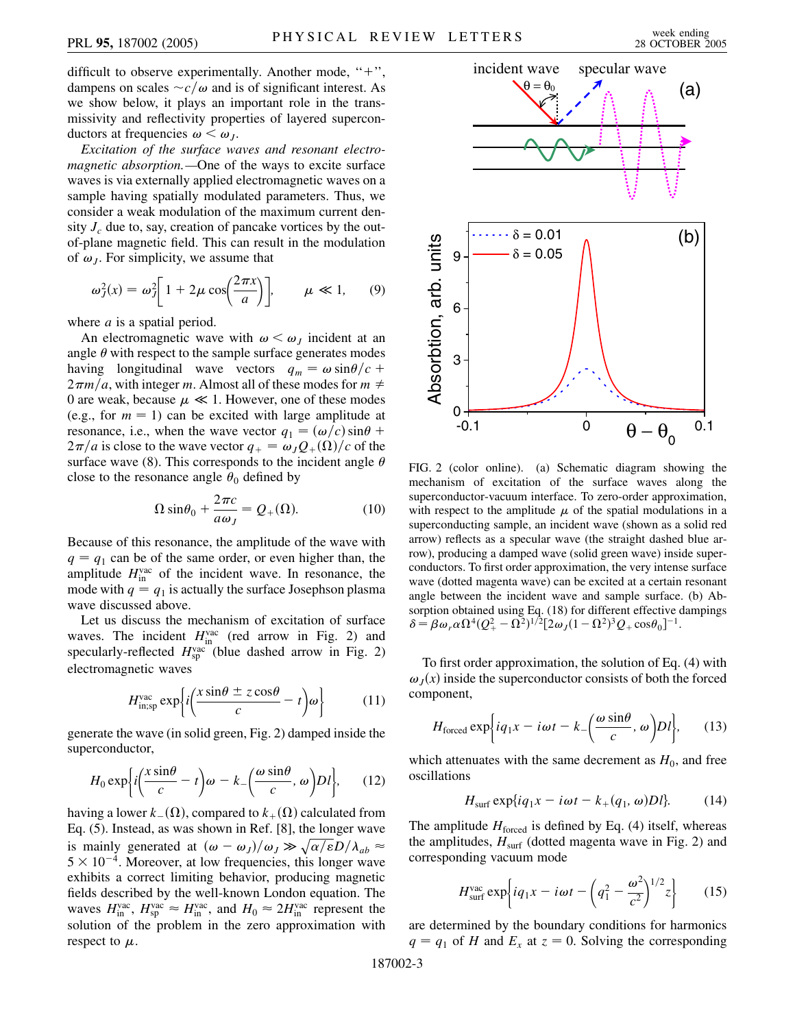difficult to observe experimentally. Another mode, "+", dampens on scales $\sim c/\omega$ and is of significant interest. As we show below, it plays an important role in the transmissivity and reflectivity properties of layered superconductors at frequencies $\omega < \omega_J$.

*Excitation of the surface waves and resonant electromagnetic absorption.*—One of the ways to excite surface waves is via externally applied electromagnetic waves on a sample having spatially modulated parameters. Thus, we consider a weak modulation of the maximum current density $J_c$ due to, say, creation of pancake vortices by the out-of-plane magnetic field. This can result in the modulation of $\omega_J$. For simplicity, we assume that

$$\omega_J^2(x) = \omega_J^2\left[1 + 2\mu\cos\left(\frac{2\pi x}{a}\right)\right], \qquad \mu \ll 1, \tag{9}$$

where $a$ is a spatial period.

An electromagnetic wave with $\omega < \omega_J$ incident at an angle $\theta$ with respect to the sample surface generates modes having longitudinal wave vectors $q_m = \omega\sin\theta/c + 2\pi m/a$, with integer $m$. Almost all of these modes for $m \neq 0$ are weak, because $\mu \ll 1$. However, one of these modes (e.g., for $m = 1$) can be excited with large amplitude at resonance, i.e., when the wave vector $q_1 = (\omega/c)\sin\theta + 2\pi/a$ is close to the wave vector $q_+ = \omega_J Q_+(\Omega)/c$ of the surface wave (8). This corresponds to the incident angle $\theta$ close to the resonance angle $\theta_0$ defined by

$$\Omega\sin\theta_0 + \frac{2\pi c}{a\omega_J} = Q_+(\Omega). \tag{10}$$

Because of this resonance, the amplitude of the wave with $q = q_1$ can be of the same order, or even higher than, the amplitude $H_{\text{in}}^{\text{vac}}$ of the incident wave. In resonance, the mode with $q = q_1$ is actually the surface Josephson plasma wave discussed above.

Let us discuss the mechanism of excitation of surface waves. The incident $H_{\text{in}}^{\text{vac}}$ (red arrow in Fig. 2) and specularly-reflected $H_{\text{sp}}^{\text{vac}}$ (blue dashed arrow in Fig. 2) electromagnetic waves

$$H_{\text{in;sp}}^{\text{vac}}\exp\left\{i\left(\frac{x\sin\theta \pm z\cos\theta}{c} - t\right)\omega\right\} \tag{11}$$

generate the wave (in solid green, Fig. 2) damped inside the superconductor,

$$H_0\exp\left\{i\left(\frac{x\sin\theta}{c} - t\right)\omega - k_-\left(\frac{\omega\sin\theta}{c}, \omega\right)Dl\right\}, \tag{12}$$

having a lower $k_-(\Omega)$, compared to $k_+(\Omega)$ calculated from Eq. (5). Instead, as was shown in Ref. [8], the longer wave is mainly generated at $(\omega - \omega_J)/\omega_J \gg \sqrt{\alpha/\varepsilon}D/\lambda_{ab} \approx 5\times10^{-4}$. Moreover, at low frequencies, this longer wave exhibits a correct limiting behavior, producing magnetic fields described by the well-known London equation. The waves $H_{\text{in}}^{\text{vac}}$, $H_{\text{sp}}^{\text{vac}} \approx H_{\text{in}}^{\text{vac}}$, and $H_0 \approx 2H_{\text{in}}^{\text{vac}}$ represent the solution of the problem in the zero approximation with respect to $\mu$.

FIG. 2 (color online). (a) Schematic diagram showing the mechanism of excitation of the surface waves along the superconductor-vacuum interface. To zero-order approximation, with respect to the amplitude $\mu$ of the spatial modulations in a superconducting sample, an incident wave (shown as a solid red arrow) reflects as a specular wave (the straight dashed blue arrow), producing a damped wave (solid green wave) inside superconductors. To first order approximation, the very intense surface wave (dotted magenta wave) can be excited at a certain resonant angle between the incident wave and sample surface. (b) Absorption obtained using Eq. (18) for different effective dampings $\delta = \beta\omega_r\alpha\Omega^4(Q_+^2 - \Omega^2)^{1/2}[2\omega_J(1-\Omega^2)^3Q_+\cos\theta_0]^{-1}$.

To first order approximation, the solution of Eq. (4) with $\omega_J(x)$ inside the superconductor consists of both the forced component,

$$H_{\text{forced}}\exp\left\{iq_1x - i\omega t - k_-\left(\frac{\omega\sin\theta}{c}, \omega\right)Dl\right\}, \tag{13}$$

which attenuates with the same decrement as $H_0$, and free oscillations

$$H_{\text{surf}}\exp\{iq_1x - i\omega t - k_+(q_1, \omega)Dl\}. \tag{14}$$

The amplitude $H_{\text{forced}}$ is defined by Eq. (4) itself, whereas the amplitudes, $H_{\text{surf}}$ (dotted magenta wave in Fig. 2) and corresponding vacuum mode

$$H_{\text{surf}}^{\text{vac}}\exp\left\{iq_1x - i\omega t - \left(q_1^2 - \frac{\omega^2}{c^2}\right)^{1/2}z\right\} \tag{15}$$

are determined by the boundary conditions for harmonics $q = q_1$ of $H$ and $E_x$ at $z = 0$. Solving the corresponding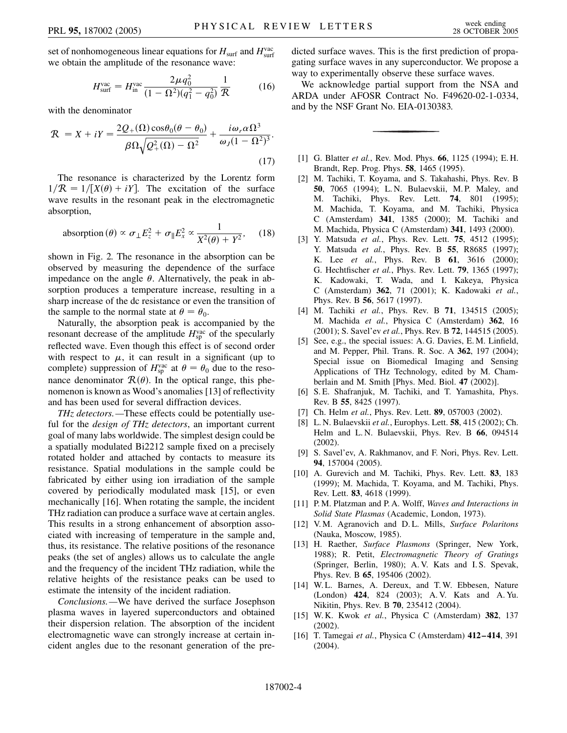set of nonhomogeneous linear equations for $H_{\rm surf}$ and $H_{\rm surf}^{\rm vac}$ we obtain the amplitude of the resonance wave:

$$H_{\rm surf}^{\rm vac} = H_{\rm in}^{\rm vac} \frac{2\mu q_0^2}{(1-\Omega^2)(q_1^2 - q_0^2)} \frac{1}{\mathcal{R}} \tag{16}$$

with the denominator

$$\mathcal{R} = X + iY = \frac{2Q_+(\Omega)\cos\theta_0(\theta - \theta_0)}{\beta\Omega\sqrt{Q_+^2(\Omega) - \Omega^2}} + \frac{i\omega_r \alpha \Omega^3}{\omega_J (1-\Omega^2)^3}. \tag{17}$$

The resonance is characterized by the Lorentz form $1/\mathcal{R} = 1/[X(\theta) + iY]$. The excitation of the surface wave results in the resonant peak in the electromagnetic absorption,

$$\text{absorption}(\theta) \propto \sigma_\perp E_z^2 + \sigma_\parallel E_x^2 \propto \frac{1}{X^2(\theta) + Y^2}, \tag{18}$$

shown in Fig. 2. The resonance in the absorption can be observed by measuring the dependence of the surface impedance on the angle $\theta$. Alternatively, the peak in absorption produces a temperature increase, resulting in a sharp increase of the dc resistance or even the transition of the sample to the normal state at $\theta = \theta_0$.

Naturally, the absorption peak is accompanied by the resonant decrease of the amplitude $H_{\rm sp}^{\rm vac}$ of the specularly reflected wave. Even though this effect is of second order with respect to $\mu$, it can result in a significant (up to complete) suppression of $H_{\rm sp}^{\rm vac}$ at $\theta = \theta_0$ due to the resonance denominator $\mathcal{R}(\theta)$. In the optical range, this phenomenon is known as Wood's anomalies [13] of reflectivity and has been used for several diffraction devices.

*THz detectors.*—These effects could be potentially useful for the *design of THz detectors*, an important current goal of many labs worldwide. The simplest design could be a spatially modulated Bi2212 sample fixed on a precisely rotated holder and attached by contacts to measure its resistance. Spatial modulations in the sample could be fabricated by either using ion irradiation of the sample covered by periodically modulated mask [15], or even mechanically [16]. When rotating the sample, the incident THz radiation can produce a surface wave at certain angles. This results in a strong enhancement of absorption associated with increasing of temperature in the sample and, thus, its resistance. The relative positions of the resonance peaks (the set of angles) allows us to calculate the angle and the frequency of the incident THz radiation, while the relative heights of the resistance peaks can be used to estimate the intensity of the incident radiation.

*Conclusions.*—We have derived the surface Josephson plasma waves in layered superconductors and obtained their dispersion relation. The absorption of the incident electromagnetic wave can strongly increase at certain incident angles due to the resonant generation of the predicted surface waves. This is the first prediction of propagating surface waves in any superconductor. We propose a way to experimentally observe these surface waves.

We acknowledge partial support from the NSA and ARDA under AFOSR Contract No. F49620-02-1-0334, and by the NSF Grant No. EIA-0130383.

[1] G. Blatter *et al.*, Rev. Mod. Phys. **66**, 1125 (1994); E. H. Brandt, Rep. Prog. Phys. **58**, 1465 (1995).

[2] M. Tachiki, T. Koyama, and S. Takahashi, Phys. Rev. B **50**, 7065 (1994); L. N. Bulaevskii, M. P. Maley, and M. Tachiki, Phys. Rev. Lett. **74**, 801 (1995); M. Machida, T. Koyama, and M. Tachiki, Physica C (Amsterdam) **341**, 1385 (2000); M. Tachiki and M. Machida, Physica C (Amsterdam) **341**, 1493 (2000).

[3] Y. Matsuda *et al.*, Phys. Rev. Lett. **75**, 4512 (1995); Y. Matsuda *et al.*, Phys. Rev. B **55**, R8685 (1997); K. Lee *et al.*, Phys. Rev. B **61**, 3616 (2000); G. Hechtfischer *et al.*, Phys. Rev. Lett. **79**, 1365 (1997); K. Kadowaki, T. Wada, and I. Kakeya, Physica C (Amsterdam) **362**, 71 (2001); K. Kadowaki *et al.*, Phys. Rev. B **56**, 5617 (1997).

[4] M. Tachiki *et al.*, Phys. Rev. B **71**, 134515 (2005); M. Machida *et al.*, Physica C (Amsterdam) **362**, 16 (2001); S. Savel'ev *et al.*, Phys. Rev. B **72**, 144515 (2005).

[5] See, e.g., the special issues: A. G. Davies, E. M. Linfield, and M. Pepper, Phil. Trans. R. Soc. A **362**, 197 (2004); Special issue on Biomedical Imaging and Sensing Applications of THz Technology, edited by M. Chamberlain and M. Smith [Phys. Med. Biol. **47** (2002)].

[6] S. E. Shafranjuk, M. Tachiki, and T. Yamashita, Phys. Rev. B **55**, 8425 (1997).

[7] Ch. Helm *et al.*, Phys. Rev. Lett. **89**, 057003 (2002).

[8] L. N. Bulaevskii *et al.*, Europhys. Lett. **58**, 415 (2002); Ch. Helm and L. N. Bulaevskii, Phys. Rev. B **66**, 094514 (2002).

[9] S. Savel'ev, A. Rakhmanov, and F. Nori, Phys. Rev. Lett. **94**, 157004 (2005).

[10] A. Gurevich and M. Tachiki, Phys. Rev. Lett. **83**, 183 (1999); M. Machida, T. Koyama, and M. Tachiki, Phys. Rev. Lett. **83**, 4618 (1999).

[11] P. M. Platzman and P. A. Wolff, *Waves and Interactions in Solid State Plasmas* (Academic, London, 1973).

[12] V. M. Agranovich and D. L. Mills, *Surface Polaritons* (Nauka, Moscow, 1985).

[13] H. Raether, *Surface Plasmons* (Springer, New York, 1988); R. Petit, *Electromagnetic Theory of Gratings* (Springer, Berlin, 1980); A. V. Kats and I. S. Spevak, Phys. Rev. B **65**, 195406 (2002).

[14] W. L. Barnes, A. Dereux, and T. W. Ebbesen, Nature (London) **424**, 824 (2003); A. V. Kats and A. Yu. Nikitin, Phys. Rev. B **70**, 235412 (2004).

[15] W. K. Kwok *et al.*, Physica C (Amsterdam) **382**, 137 (2002).

[16] T. Tamegai *et al.*, Physica C (Amsterdam) **412–414**, 391 (2004).